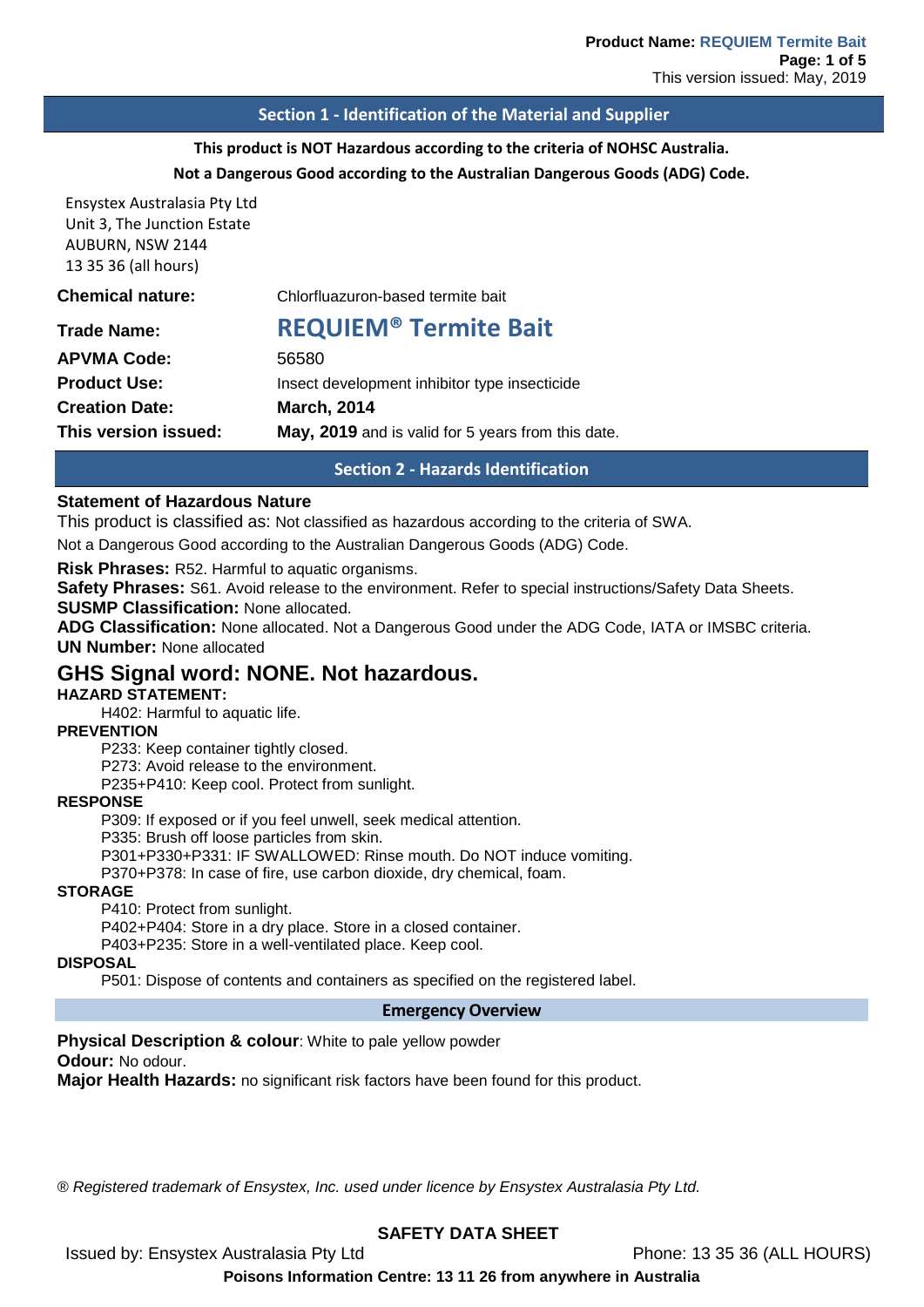## Section 1 - Identification of the Material and Supplier

**This product is NOT Hazardous according to the criteria of NOHSC Australia.**
**Not a Dangerous Good according to the Australian Dangerous Goods (ADG) Code.**

Ensystex Australasia Pty Ltd
Unit 3, The Junction Estate
AUBURN, NSW 2144
13 35 36 (all hours)

| | |
|---|---|
| **Chemical nature:** | Chlorfluazuron-based termite bait |
| **Trade Name:** | **REQUIEM® Termite Bait** |
| **APVMA Code:** | 56580 |
| **Product Use:** | Insect development inhibitor type insecticide |
| **Creation Date:** | **March, 2014** |
| **This version issued:** | **May, 2019** and is valid for 5 years from this date. |

## Section 2 - Hazards Identification

**Statement of Hazardous Nature**

This product is classified as: Not classified as hazardous according to the criteria of SWA.

Not a Dangerous Good according to the Australian Dangerous Goods (ADG) Code.

**Risk Phrases:** R52. Harmful to aquatic organisms.
**Safety Phrases:** S61. Avoid release to the environment. Refer to special instructions/Safety Data Sheets.
**SUSMP Classification:** None allocated.
**ADG Classification:** None allocated. Not a Dangerous Good under the ADG Code, IATA or IMSBC criteria.
**UN Number:** None allocated

### GHS Signal word: NONE. Not hazardous.

**HAZARD STATEMENT:**

H402: Harmful to aquatic life.

**PREVENTION**

P233: Keep container tightly closed.
P273: Avoid release to the environment.
P235+P410: Keep cool. Protect from sunlight.

**RESPONSE**

P309: If exposed or if you feel unwell, seek medical attention.
P335: Brush off loose particles from skin.
P301+P330+P331: IF SWALLOWED: Rinse mouth. Do NOT induce vomiting.
P370+P378: In case of fire, use carbon dioxide, dry chemical, foam.

**STORAGE**

P410: Protect from sunlight.
P402+P404: Store in a dry place. Store in a closed container.
P403+P235: Store in a well-ventilated place. Keep cool.

**DISPOSAL**

P501: Dispose of contents and containers as specified on the registered label.

### Emergency Overview

**Physical Description & colour**: White to pale yellow powder
**Odour:** No odour.
**Major Health Hazards:** no significant risk factors have been found for this product.

*® Registered trademark of Ensystex, Inc. used under licence by Ensystex Australasia Pty Ltd.*

**SAFETY DATA SHEET**

Issued by: Ensystex Australasia Pty Ltd Phone: 13 35 36 (ALL HOURS)

**Poisons Information Centre: 13 11 26 from anywhere in Australia**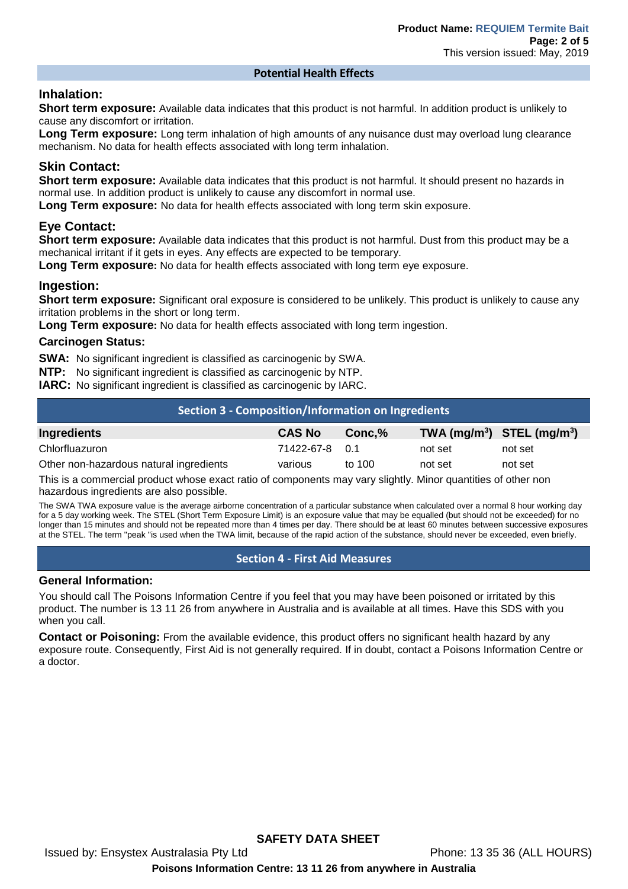## Potential Health Effects

### Inhalation:

**Short term exposure:** Available data indicates that this product is not harmful. In addition product is unlikely to cause any discomfort or irritation.

**Long Term exposure:** Long term inhalation of high amounts of any nuisance dust may overload lung clearance mechanism. No data for health effects associated with long term inhalation.

### Skin Contact:

**Short term exposure:** Available data indicates that this product is not harmful. It should present no hazards in normal use. In addition product is unlikely to cause any discomfort in normal use.

**Long Term exposure:** No data for health effects associated with long term skin exposure.

### Eye Contact:

**Short term exposure:** Available data indicates that this product is not harmful. Dust from this product may be a mechanical irritant if it gets in eyes. Any effects are expected to be temporary.

**Long Term exposure:** No data for health effects associated with long term eye exposure.

### Ingestion:

**Short term exposure:** Significant oral exposure is considered to be unlikely. This product is unlikely to cause any irritation problems in the short or long term.

**Long Term exposure:** No data for health effects associated with long term ingestion.

**Carcinogen Status:**

**SWA:** No significant ingredient is classified as carcinogenic by SWA.

**NTP:** No significant ingredient is classified as carcinogenic by NTP.

**IARC:** No significant ingredient is classified as carcinogenic by IARC.

## Section 3 - Composition/Information on Ingredients

| Ingredients | CAS No | Conc,% | TWA (mg/m$^3$) | STEL (mg/m$^3$) |
|---|---|---|---|---|
| Chlorfluazuron | 71422-67-8 | 0.1 | not set | not set |
| Other non-hazardous natural ingredients | various | to 100 | not set | not set |

This is a commercial product whose exact ratio of components may vary slightly. Minor quantities of other non hazardous ingredients are also possible.

The SWA TWA exposure value is the average airborne concentration of a particular substance when calculated over a normal 8 hour working day for a 5 day working week. The STEL (Short Term Exposure Limit) is an exposure value that may be equalled (but should not be exceeded) for no longer than 15 minutes and should not be repeated more than 4 times per day. There should be at least 60 minutes between successive exposures at the STEL. The term "peak "is used when the TWA limit, because of the rapid action of the substance, should never be exceeded, even briefly.

## Section 4 - First Aid Measures

**General Information:**

You should call The Poisons Information Centre if you feel that you may have been poisoned or irritated by this product. The number is 13 11 26 from anywhere in Australia and is available at all times. Have this SDS with you when you call.

**Contact or Poisoning:** From the available evidence, this product offers no significant health hazard by any exposure route. Consequently, First Aid is not generally required. If in doubt, contact a Poisons Information Centre or a doctor.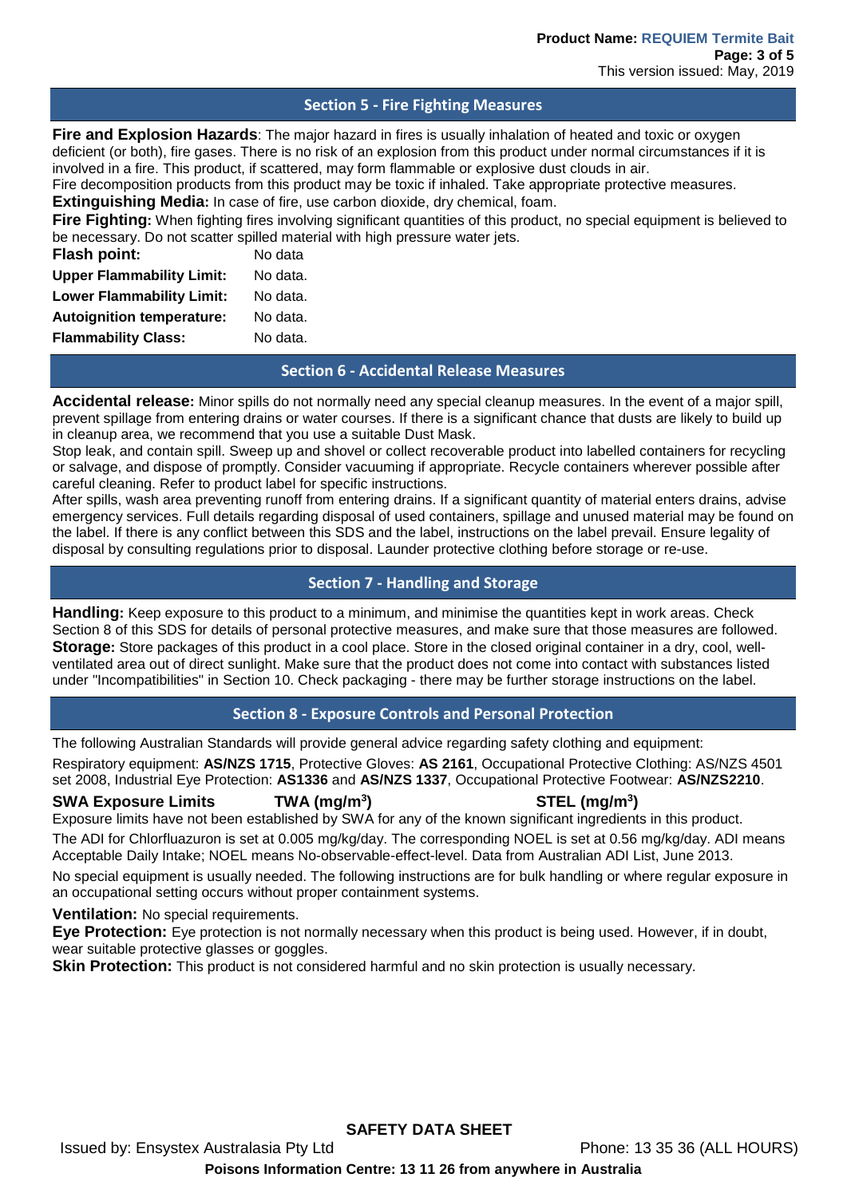## Section 5 - Fire Fighting Measures

**Fire and Explosion Hazards**: The major hazard in fires is usually inhalation of heated and toxic or oxygen deficient (or both), fire gases. There is no risk of an explosion from this product under normal circumstances if it is involved in a fire. This product, if scattered, may form flammable or explosive dust clouds in air.
Fire decomposition products from this product may be toxic if inhaled. Take appropriate protective measures.
**Extinguishing Media:** In case of fire, use carbon dioxide, dry chemical, foam.
**Fire Fighting:** When fighting fires involving significant quantities of this product, no special equipment is believed to be necessary. Do not scatter spilled material with high pressure water jets.

| | |
|---|---|
| **Flash point:** | No data |
| **Upper Flammability Limit:** | No data. |
| **Lower Flammability Limit:** | No data. |
| **Autoignition temperature:** | No data. |
| **Flammability Class:** | No data. |

## Section 6 - Accidental Release Measures

**Accidental release:** Minor spills do not normally need any special cleanup measures. In the event of a major spill, prevent spillage from entering drains or water courses. If there is a significant chance that dusts are likely to build up in cleanup area, we recommend that you use a suitable Dust Mask.
Stop leak, and contain spill. Sweep up and shovel or collect recoverable product into labelled containers for recycling or salvage, and dispose of promptly. Consider vacuuming if appropriate. Recycle containers wherever possible after careful cleaning. Refer to product label for specific instructions.
After spills, wash area preventing runoff from entering drains. If a significant quantity of material enters drains, advise emergency services. Full details regarding disposal of used containers, spillage and unused material may be found on the label. If there is any conflict between this SDS and the label, instructions on the label prevail. Ensure legality of disposal by consulting regulations prior to disposal. Launder protective clothing before storage or re-use.

## Section 7 - Handling and Storage

**Handling:** Keep exposure to this product to a minimum, and minimise the quantities kept in work areas. Check Section 8 of this SDS for details of personal protective measures, and make sure that those measures are followed.
**Storage:** Store packages of this product in a cool place. Store in the closed original container in a dry, cool, well-ventilated area out of direct sunlight. Make sure that the product does not come into contact with substances listed under "Incompatibilities" in Section 10. Check packaging - there may be further storage instructions on the label.

## Section 8 - Exposure Controls and Personal Protection

The following Australian Standards will provide general advice regarding safety clothing and equipment:

Respiratory equipment: **AS/NZS 1715**, Protective Gloves: **AS 2161**, Occupational Protective Clothing: AS/NZS 4501 set 2008, Industrial Eye Protection: **AS1336** and **AS/NZS 1337**, Occupational Protective Footwear: **AS/NZS2210**.

| **SWA Exposure Limits** | **TWA (mg/m$^3$)** | **STEL (mg/m$^3$)** |
|---|---|---|

Exposure limits have not been established by SWA for any of the known significant ingredients in this product.

The ADI for Chlorfluazuron is set at 0.005 mg/kg/day. The corresponding NOEL is set at 0.56 mg/kg/day. ADI means Acceptable Daily Intake; NOEL means No-observable-effect-level. Data from Australian ADI List, June 2013.

No special equipment is usually needed. The following instructions are for bulk handling or where regular exposure in an occupational setting occurs without proper containment systems.

**Ventilation:** No special requirements.
**Eye Protection:** Eye protection is not normally necessary when this product is being used. However, if in doubt, wear suitable protective glasses or goggles.
**Skin Protection:** This product is not considered harmful and no skin protection is usually necessary.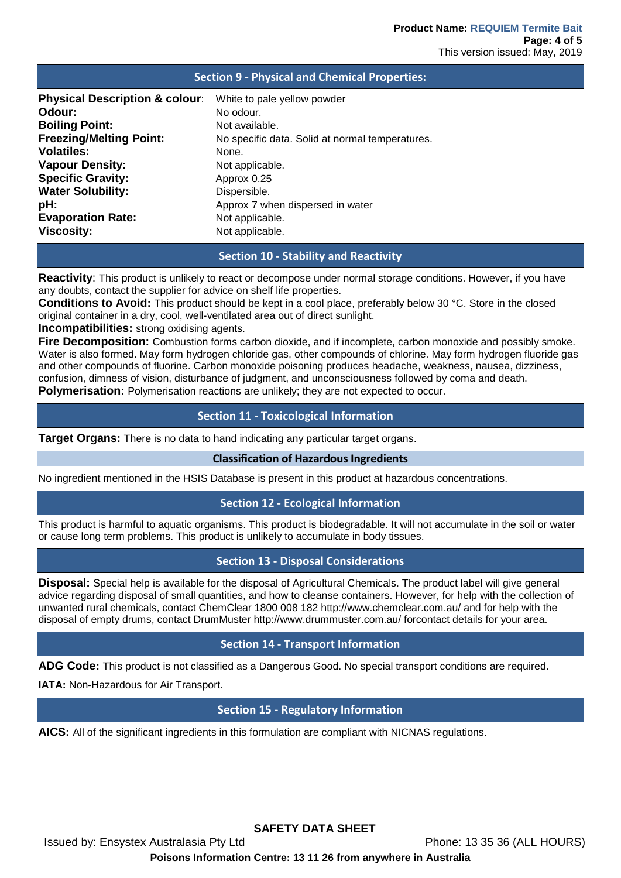## Section 9 - Physical and Chemical Properties:

| | |
|---|---|
| **Physical Description & colour**: | White to pale yellow powder |
| **Odour:** | No odour. |
| **Boiling Point:** | Not available. |
| **Freezing/Melting Point:** | No specific data. Solid at normal temperatures. |
| **Volatiles:** | None. |
| **Vapour Density:** | Not applicable. |
| **Specific Gravity:** | Approx 0.25 |
| **Water Solubility:** | Dispersible. |
| **pH:** | Approx 7 when dispersed in water |
| **Evaporation Rate:** | Not applicable. |
| **Viscosity:** | Not applicable. |

## Section 10 - Stability and Reactivity

**Reactivity**: This product is unlikely to react or decompose under normal storage conditions. However, if you have any doubts, contact the supplier for advice on shelf life properties.

**Conditions to Avoid:** This product should be kept in a cool place, preferably below 30 °C. Store in the closed original container in a dry, cool, well-ventilated area out of direct sunlight.

**Incompatibilities:** strong oxidising agents.

**Fire Decomposition:** Combustion forms carbon dioxide, and if incomplete, carbon monoxide and possibly smoke. Water is also formed. May form hydrogen chloride gas, other compounds of chlorine. May form hydrogen fluoride gas and other compounds of fluorine. Carbon monoxide poisoning produces headache, weakness, nausea, dizziness, confusion, dimness of vision, disturbance of judgment, and unconsciousness followed by coma and death.

**Polymerisation:** Polymerisation reactions are unlikely; they are not expected to occur.

## Section 11 - Toxicological Information

**Target Organs:** There is no data to hand indicating any particular target organs.

### Classification of Hazardous Ingredients

No ingredient mentioned in the HSIS Database is present in this product at hazardous concentrations.

## Section 12 - Ecological Information

This product is harmful to aquatic organisms. This product is biodegradable. It will not accumulate in the soil or water or cause long term problems. This product is unlikely to accumulate in body tissues.

## Section 13 - Disposal Considerations

**Disposal:** Special help is available for the disposal of Agricultural Chemicals. The product label will give general advice regarding disposal of small quantities, and how to cleanse containers. However, for help with the collection of unwanted rural chemicals, contact ChemClear 1800 008 182 http://www.chemclear.com.au/ and for help with the disposal of empty drums, contact DrumMuster http://www.drummuster.com.au/ forcontact details for your area.

## Section 14 - Transport Information

**ADG Code:** This product is not classified as a Dangerous Good. No special transport conditions are required.

**IATA:** Non-Hazardous for Air Transport.

## Section 15 - Regulatory Information

**AICS:** All of the significant ingredients in this formulation are compliant with NICNAS regulations.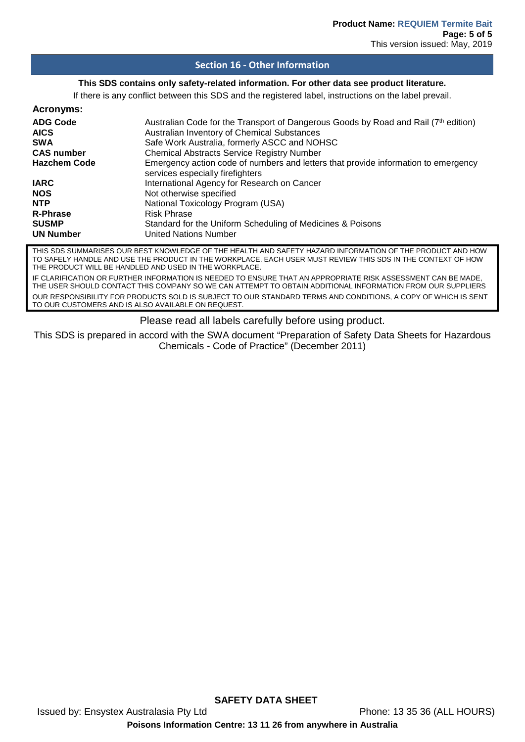## Section 16 - Other Information

**This SDS contains only safety-related information. For other data see product literature.**

If there is any conflict between this SDS and the registered label, instructions on the label prevail.

**Acronyms:**

| | |
|---|---|
| **ADG Code** | Australian Code for the Transport of Dangerous Goods by Road and Rail (7th edition) |
| **AICS** | Australian Inventory of Chemical Substances |
| **SWA** | Safe Work Australia, formerly ASCC and NOHSC |
| **CAS number** | Chemical Abstracts Service Registry Number |
| **Hazchem Code** | Emergency action code of numbers and letters that provide information to emergency services especially firefighters |
| **IARC** | International Agency for Research on Cancer |
| **NOS** | Not otherwise specified |
| **NTP** | National Toxicology Program (USA) |
| **R-Phrase** | Risk Phrase |
| **SUSMP** | Standard for the Uniform Scheduling of Medicines & Poisons |
| **UN Number** | United Nations Number |

THIS SDS SUMMARISES OUR BEST KNOWLEDGE OF THE HEALTH AND SAFETY HAZARD INFORMATION OF THE PRODUCT AND HOW TO SAFELY HANDLE AND USE THE PRODUCT IN THE WORKPLACE. EACH USER MUST REVIEW THIS SDS IN THE CONTEXT OF HOW THE PRODUCT WILL BE HANDLED AND USED IN THE WORKPLACE.

IF CLARIFICATION OR FURTHER INFORMATION IS NEEDED TO ENSURE THAT AN APPROPRIATE RISK ASSESSMENT CAN BE MADE, THE USER SHOULD CONTACT THIS COMPANY SO WE CAN ATTEMPT TO OBTAIN ADDITIONAL INFORMATION FROM OUR SUPPLIERS

OUR RESPONSIBILITY FOR PRODUCTS SOLD IS SUBJECT TO OUR STANDARD TERMS AND CONDITIONS, A COPY OF WHICH IS SENT TO OUR CUSTOMERS AND IS ALSO AVAILABLE ON REQUEST.

Please read all labels carefully before using product.

This SDS is prepared in accord with the SWA document "Preparation of Safety Data Sheets for Hazardous Chemicals - Code of Practice" (December 2011)